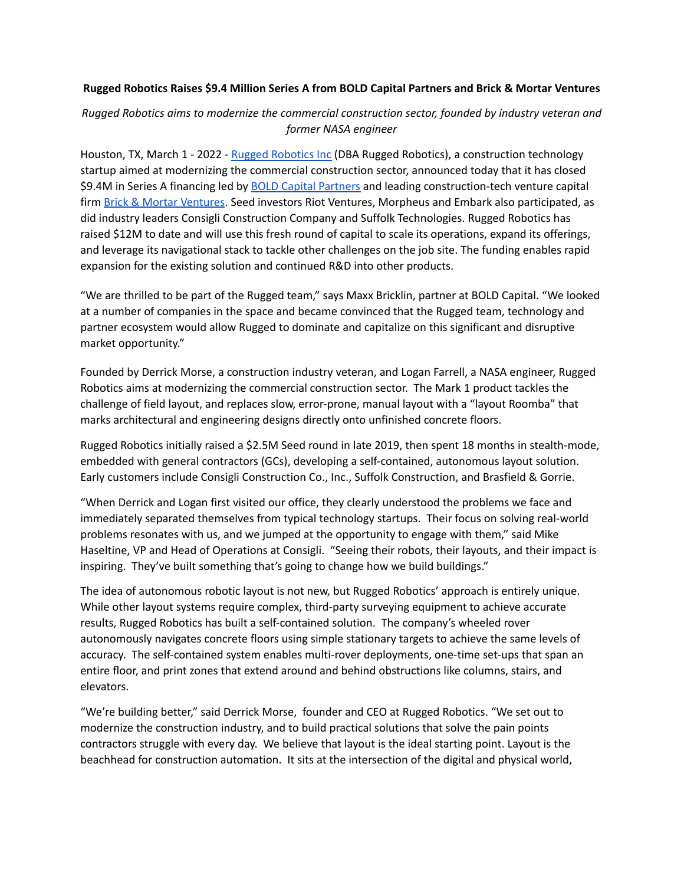**Rugged Robotics Raises $9.4 Million Series A from BOLD Capital Partners and Brick & Mortar Ventures**

*Rugged Robotics aims to modernize the commercial construction sector, founded by industry veteran and former NASA engineer*

Houston, TX, March 1 - 2022 - [Rugged Robotics Inc](#) (DBA Rugged Robotics), a construction technology startup aimed at modernizing the commercial construction sector, announced today that it has closed $9.4M in Series A financing led by [BOLD Capital Partners](#) and leading construction-tech venture capital firm [Brick & Mortar Ventures](#). Seed investors Riot Ventures, Morpheus and Embark also participated, as did industry leaders Consigli Construction Company and Suffolk Technologies. Rugged Robotics has raised $12M to date and will use this fresh round of capital to scale its operations, expand its offerings, and leverage its navigational stack to tackle other challenges on the job site. The funding enables rapid expansion for the existing solution and continued R&D into other products.

"We are thrilled to be part of the Rugged team," says Maxx Bricklin, partner at BOLD Capital. "We looked at a number of companies in the space and became convinced that the Rugged team, technology and partner ecosystem would allow Rugged to dominate and capitalize on this significant and disruptive market opportunity."

Founded by Derrick Morse, a construction industry veteran, and Logan Farrell, a NASA engineer, Rugged Robotics aims at modernizing the commercial construction sector. The Mark 1 product tackles the challenge of field layout, and replaces slow, error-prone, manual layout with a "layout Roomba" that marks architectural and engineering designs directly onto unfinished concrete floors.

Rugged Robotics initially raised a $2.5M Seed round in late 2019, then spent 18 months in stealth-mode, embedded with general contractors (GCs), developing a self-contained, autonomous layout solution. Early customers include Consigli Construction Co., Inc., Suffolk Construction, and Brasfield & Gorrie.

"When Derrick and Logan first visited our office, they clearly understood the problems we face and immediately separated themselves from typical technology startups. Their focus on solving real-world problems resonates with us, and we jumped at the opportunity to engage with them," said Mike Haseltine, VP and Head of Operations at Consigli. "Seeing their robots, their layouts, and their impact is inspiring. They've built something that's going to change how we build buildings."

The idea of autonomous robotic layout is not new, but Rugged Robotics' approach is entirely unique. While other layout systems require complex, third-party surveying equipment to achieve accurate results, Rugged Robotics has built a self-contained solution. The company's wheeled rover autonomously navigates concrete floors using simple stationary targets to achieve the same levels of accuracy. The self-contained system enables multi-rover deployments, one-time set-ups that span an entire floor, and print zones that extend around and behind obstructions like columns, stairs, and elevators.

"We're building better," said Derrick Morse, founder and CEO at Rugged Robotics. "We set out to modernize the construction industry, and to build practical solutions that solve the pain points contractors struggle with every day. We believe that layout is the ideal starting point. Layout is the beachhead for construction automation. It sits at the intersection of the digital and physical world,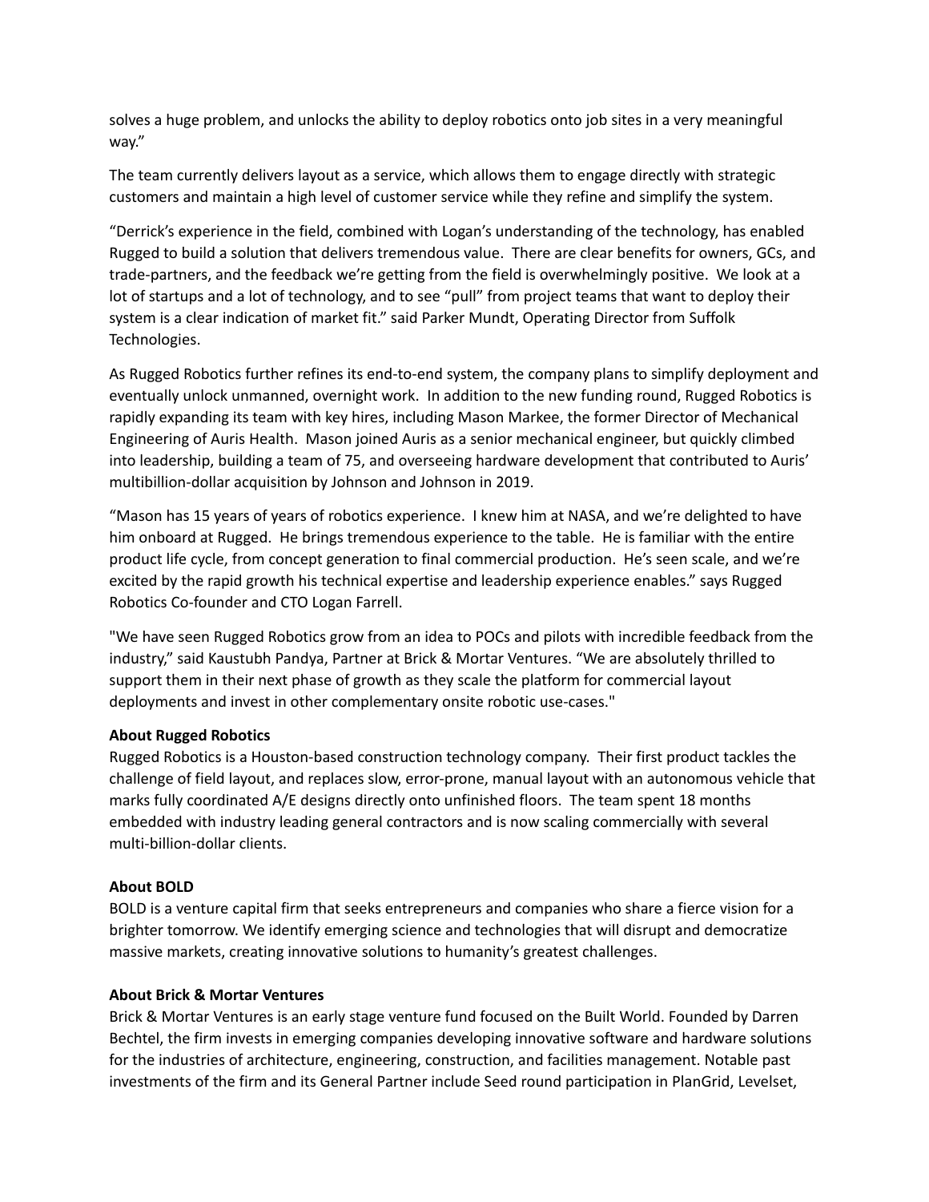solves a huge problem, and unlocks the ability to deploy robotics onto job sites in a very meaningful way."

The team currently delivers layout as a service, which allows them to engage directly with strategic customers and maintain a high level of customer service while they refine and simplify the system.

"Derrick's experience in the field, combined with Logan's understanding of the technology, has enabled Rugged to build a solution that delivers tremendous value. There are clear benefits for owners, GCs, and trade-partners, and the feedback we're getting from the field is overwhelmingly positive. We look at a lot of startups and a lot of technology, and to see "pull" from project teams that want to deploy their system is a clear indication of market fit." said Parker Mundt, Operating Director from Suffolk Technologies.

As Rugged Robotics further refines its end-to-end system, the company plans to simplify deployment and eventually unlock unmanned, overnight work. In addition to the new funding round, Rugged Robotics is rapidly expanding its team with key hires, including Mason Markee, the former Director of Mechanical Engineering of Auris Health. Mason joined Auris as a senior mechanical engineer, but quickly climbed into leadership, building a team of 75, and overseeing hardware development that contributed to Auris' multibillion-dollar acquisition by Johnson and Johnson in 2019.

"Mason has 15 years of years of robotics experience. I knew him at NASA, and we're delighted to have him onboard at Rugged. He brings tremendous experience to the table. He is familiar with the entire product life cycle, from concept generation to final commercial production. He's seen scale, and we're excited by the rapid growth his technical expertise and leadership experience enables." says Rugged Robotics Co-founder and CTO Logan Farrell.

"We have seen Rugged Robotics grow from an idea to POCs and pilots with incredible feedback from the industry," said Kaustubh Pandya, Partner at Brick & Mortar Ventures. "We are absolutely thrilled to support them in their next phase of growth as they scale the platform for commercial layout deployments and invest in other complementary onsite robotic use-cases."

**About Rugged Robotics**
Rugged Robotics is a Houston-based construction technology company. Their first product tackles the challenge of field layout, and replaces slow, error-prone, manual layout with an autonomous vehicle that marks fully coordinated A/E designs directly onto unfinished floors. The team spent 18 months embedded with industry leading general contractors and is now scaling commercially with several multi-billion-dollar clients.

**About BOLD**
BOLD is a venture capital firm that seeks entrepreneurs and companies who share a fierce vision for a brighter tomorrow. We identify emerging science and technologies that will disrupt and democratize massive markets, creating innovative solutions to humanity's greatest challenges.

**About Brick & Mortar Ventures**
Brick & Mortar Ventures is an early stage venture fund focused on the Built World. Founded by Darren Bechtel, the firm invests in emerging companies developing innovative software and hardware solutions for the industries of architecture, engineering, construction, and facilities management. Notable past investments of the firm and its General Partner include Seed round participation in PlanGrid, Levelset,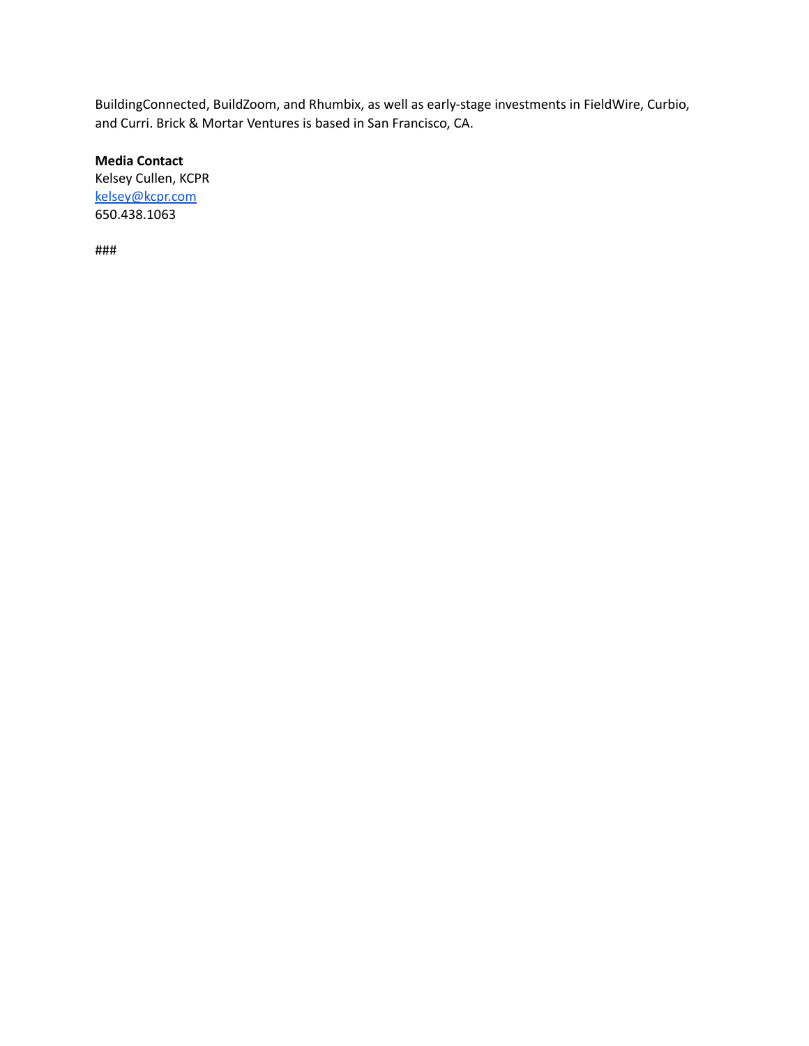BuildingConnected, BuildZoom, and Rhumbix, as well as early-stage investments in FieldWire, Curbio, and Curri. Brick & Mortar Ventures is based in San Francisco, CA.

**Media Contact**
Kelsey Cullen, KCPR
kelsey@kcpr.com
650.438.1063

###